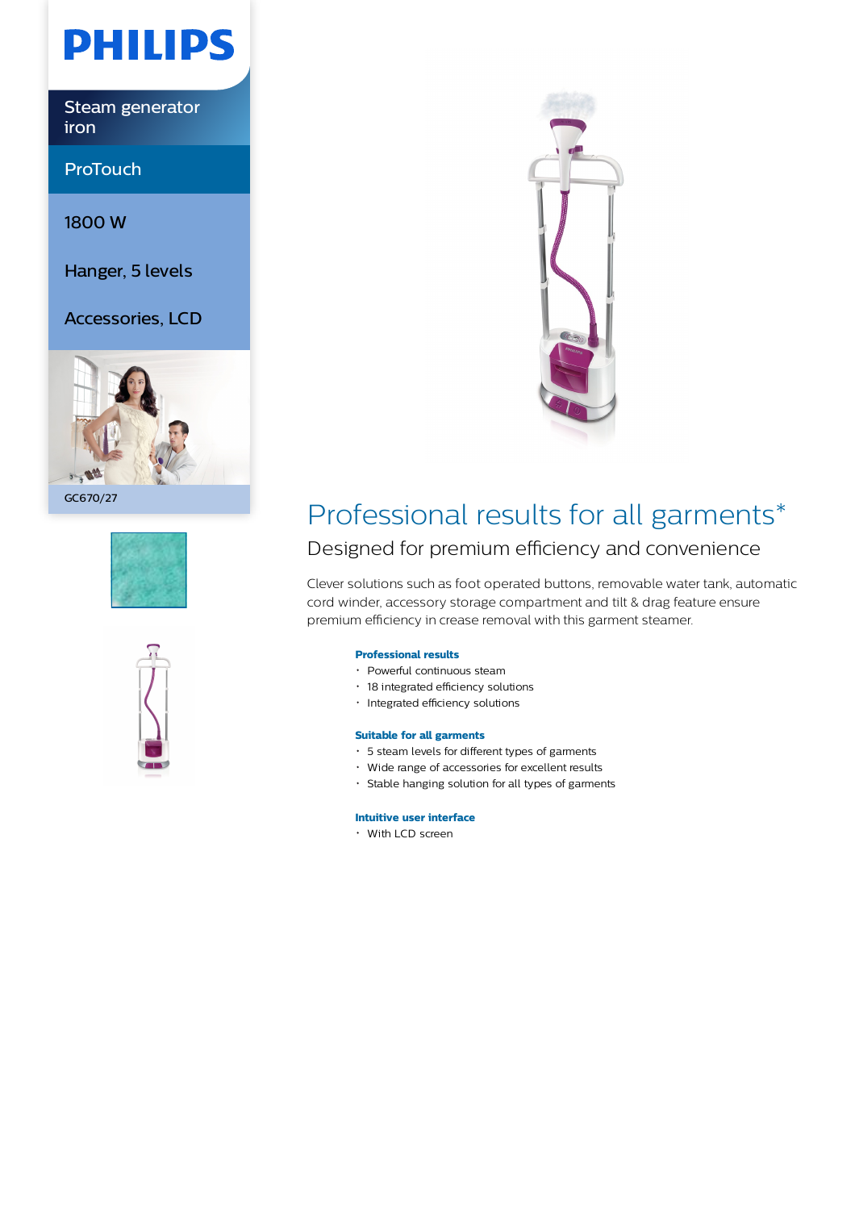PHILIPS

Steam generator iron

ProTouch

1800 W

Hanger, 5 levels

Accessories, LCD

GC670/27

# Professional results for all garments*

## Designed for premium efficiency and convenience

Clever solutions such as foot operated buttons, removable water tank, automatic cord winder, accessory storage compartment and tilt & drag feature ensure premium efficiency in crease removal with this garment steamer.

### Professional results

- Powerful continuous steam
- 18 integrated efficiency solutions
- Integrated efficiency solutions

### Suitable for all garments

- 5 steam levels for different types of garments
- Wide range of accessories for excellent results
- Stable hanging solution for all types of garments

### Intuitive user interface

- With LCD screen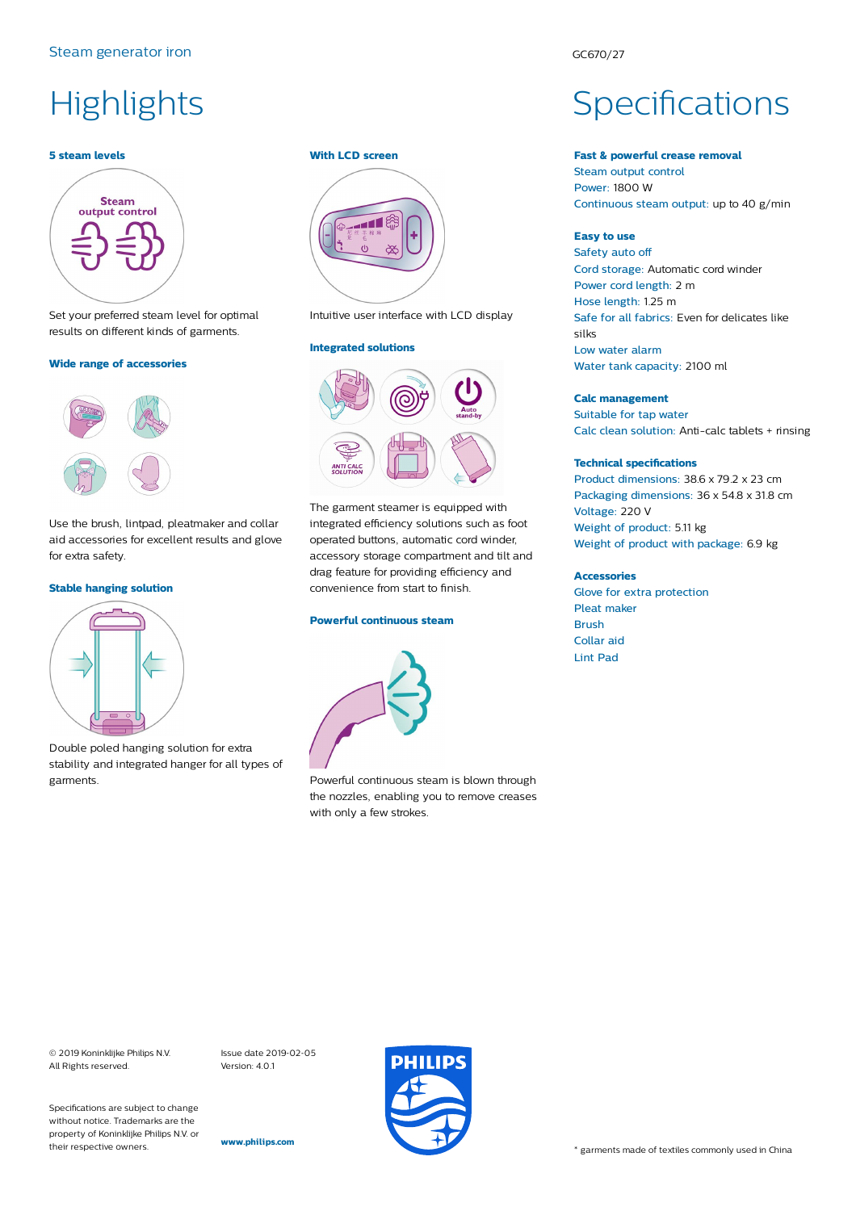Steam generator iron

GC670/27

# Highlights

### 5 steam levels

Set your preferred steam level for optimal results on different kinds of garments.

### Wide range of accessories

Use the brush, lintpad, pleatmaker and collar aid accessories for excellent results and glove for extra safety.

### Stable hanging solution

Double poled hanging solution for extra stability and integrated hanger for all types of garments.

### With LCD screen

Intuitive user interface with LCD display

### Integrated solutions

The garment steamer is equipped with integrated efficiency solutions such as foot operated buttons, automatic cord winder, accessory storage compartment and tilt and drag feature for providing efficiency and convenience from start to finish.

### Powerful continuous steam

Powerful continuous steam is blown through the nozzles, enabling you to remove creases with only a few strokes.

# Specifications

### Fast & powerful crease removal

- Steam output control
- Power: 1800 W
- Continuous steam output: up to 40 g/min

### Easy to use

- Safety auto off
- Cord storage: Automatic cord winder
- Power cord length: 2 m
- Hose length: 1.25 m
- Safe for all fabrics: Even for delicates like silks
- Low water alarm
- Water tank capacity: 2100 ml

### Calc management

- Suitable for tap water
- Calc clean solution: Anti-calc tablets + rinsing

### Technical specifications

- Product dimensions: 38.6 x 79.2 x 23 cm
- Packaging dimensions: 36 x 54.8 x 31.8 cm
- Voltage: 220 V
- Weight of product: 5.11 kg
- Weight of product with package: 6.9 kg

### Accessories

- Glove for extra protection
- Pleat maker
- Brush
- Collar aid
- Lint Pad

© 2019 Koninklijke Philips N.V.
All Rights reserved.

Issue date 2019-02-05
Version: 4.0.1

Specifications are subject to change without notice. Trademarks are the property of Koninklijke Philips N.V. or their respective owners.

www.philips.com

\* garments made of textiles commonly used in China